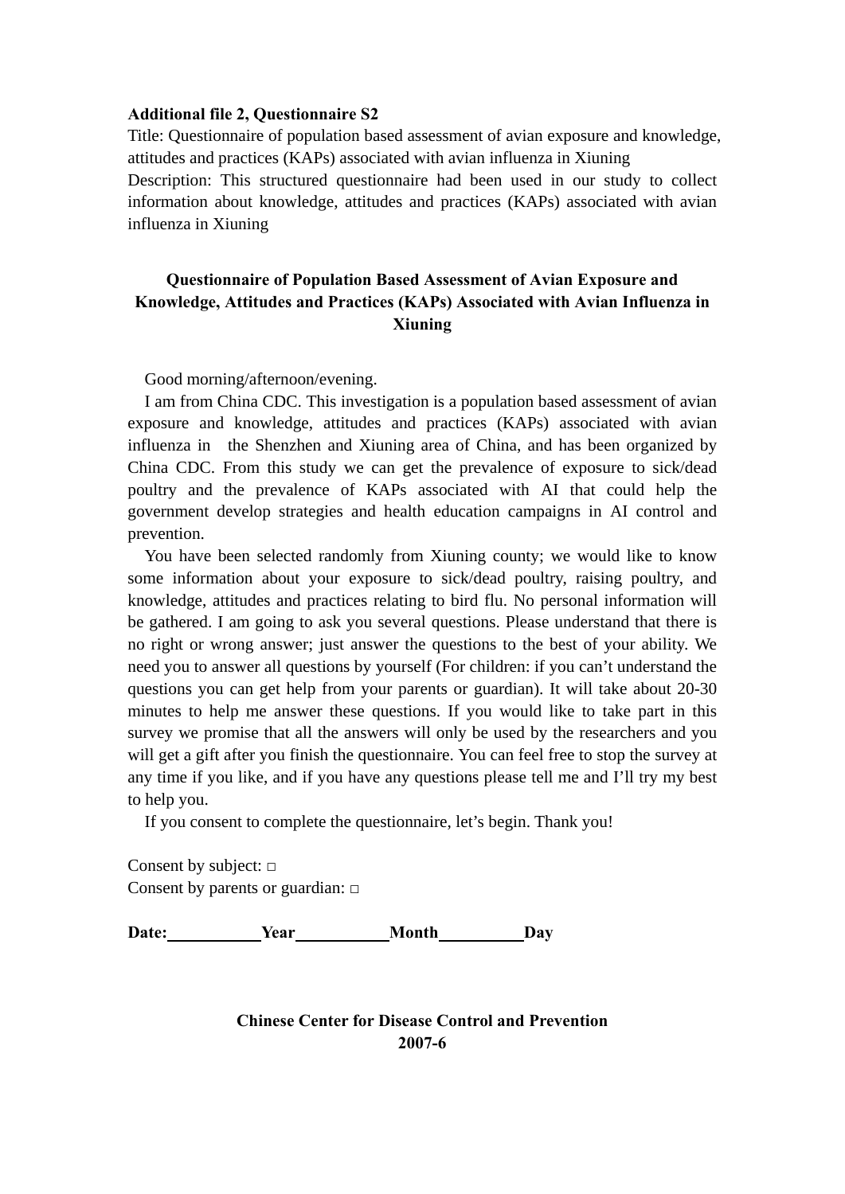**Additional file 2, Questionnaire S2**

Title: Questionnaire of population based assessment of avian exposure and knowledge, attitudes and practices (KAPs) associated with avian influenza in Xiuning

Description: This structured questionnaire had been used in our study to collect information about knowledge, attitudes and practices (KAPs) associated with avian influenza in Xiuning

# Questionnaire of Population Based Assessment of Avian Exposure and Knowledge, Attitudes and Practices (KAPs) Associated with Avian Influenza in Xiuning

Good morning/afternoon/evening.

I am from China CDC. This investigation is a population based assessment of avian exposure and knowledge, attitudes and practices (KAPs) associated with avian influenza in the Shenzhen and Xiuning area of China, and has been organized by China CDC. From this study we can get the prevalence of exposure to sick/dead poultry and the prevalence of KAPs associated with AI that could help the government develop strategies and health education campaigns in AI control and prevention.

You have been selected randomly from Xiuning county; we would like to know some information about your exposure to sick/dead poultry, raising poultry, and knowledge, attitudes and practices relating to bird flu. No personal information will be gathered. I am going to ask you several questions. Please understand that there is no right or wrong answer; just answer the questions to the best of your ability. We need you to answer all questions by yourself (For children: if you can't understand the questions you can get help from your parents or guardian). It will take about 20-30 minutes to help me answer these questions. If you would like to take part in this survey we promise that all the answers will only be used by the researchers and you will get a gift after you finish the questionnaire. You can feel free to stop the survey at any time if you like, and if you have any questions please tell me and I'll try my best to help you.

If you consent to complete the questionnaire, let's begin. Thank you!

Consent by subject: □

Consent by parents or guardian: □

**Date:\_\_\_\_\_\_\_\_\_\_Year\_\_\_\_\_\_\_\_\_\_Month\_\_\_\_\_\_\_\_\_Day**

**Chinese Center for Disease Control and Prevention**

**2007-6**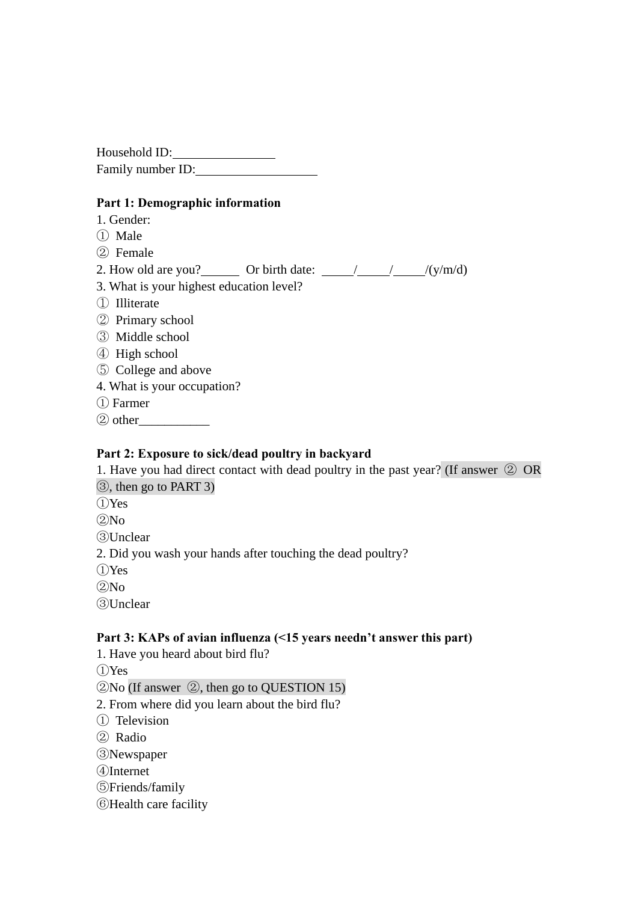Household ID:________________

Family number ID:___________________

**Part 1: Demographic information**

1. Gender:

① Male

② Female

2. How old are you?______ Or birth date: _____/_____/_____/(y/m/d)

3. What is your highest education level?

① Illiterate

② Primary school

③ Middle school

④ High school

⑤ College and above

4. What is your occupation?

① Farmer

② other___________

**Part 2: Exposure to sick/dead poultry in backyard**

1. Have you had direct contact with dead poultry in the past year? (If answer ② OR ③, then go to PART 3)

①Yes

②No

③Unclear

2. Did you wash your hands after touching the dead poultry?

①Yes

②No

③Unclear

**Part 3: KAPs of avian influenza (<15 years needn't answer this part)**

1. Have you heard about bird flu?

①Yes

②No (If answer ②, then go to QUESTION 15)

2. From where did you learn about the bird flu?

① Television

② Radio

③Newspaper

④Internet

⑤Friends/family

⑥Health care facility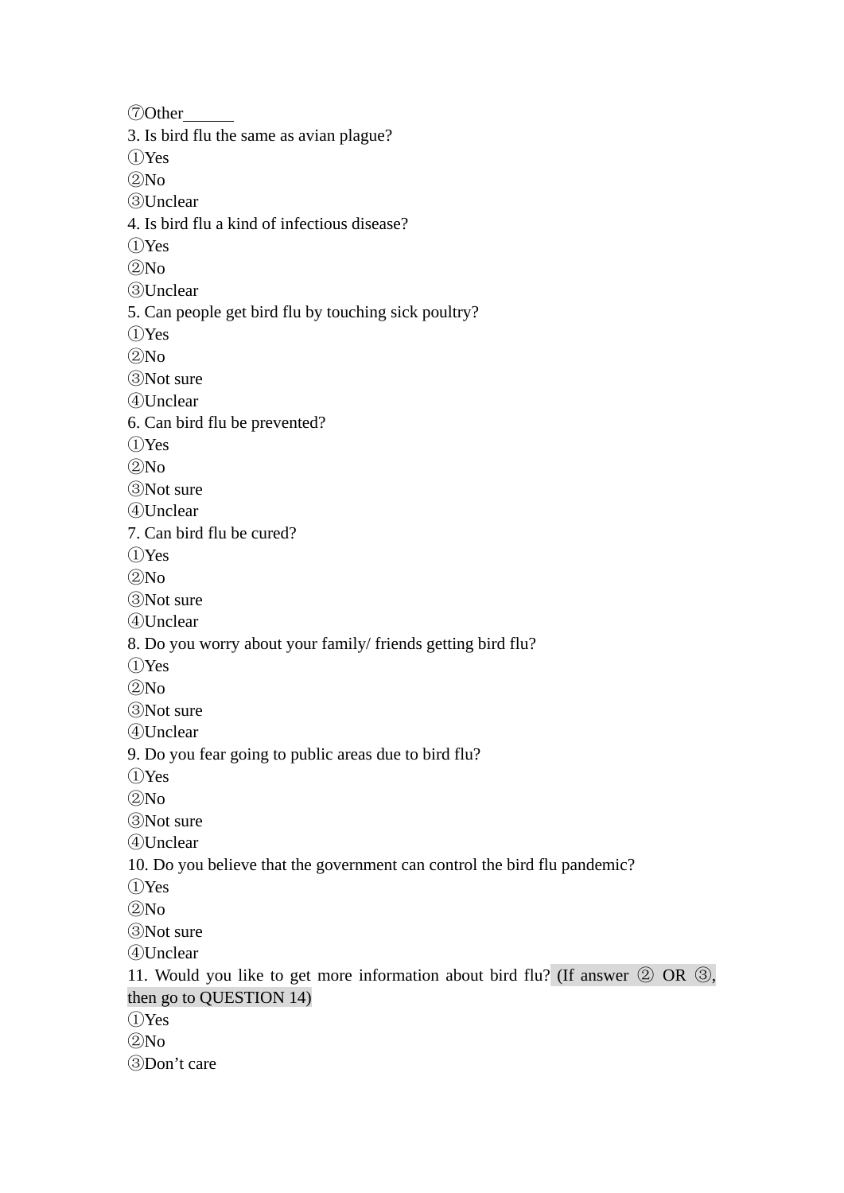⑦Other______

3. Is bird flu the same as avian plague?

①Yes
②No
③Unclear

4. Is bird flu a kind of infectious disease?

①Yes
②No
③Unclear

5. Can people get bird flu by touching sick poultry?

①Yes
②No
③Not sure
④Unclear

6. Can bird flu be prevented?

①Yes
②No
③Not sure
④Unclear

7. Can bird flu be cured?

①Yes
②No
③Not sure
④Unclear

8. Do you worry about your family/ friends getting bird flu?

①Yes
②No
③Not sure
④Unclear

9. Do you fear going to public areas due to bird flu?

①Yes
②No
③Not sure
④Unclear

10. Do you believe that the government can control the bird flu pandemic?

①Yes
②No
③Not sure
④Unclear

11. Would you like to get more information about bird flu? (If answer ② OR ③, then go to QUESTION 14)

①Yes
②No
③Don't care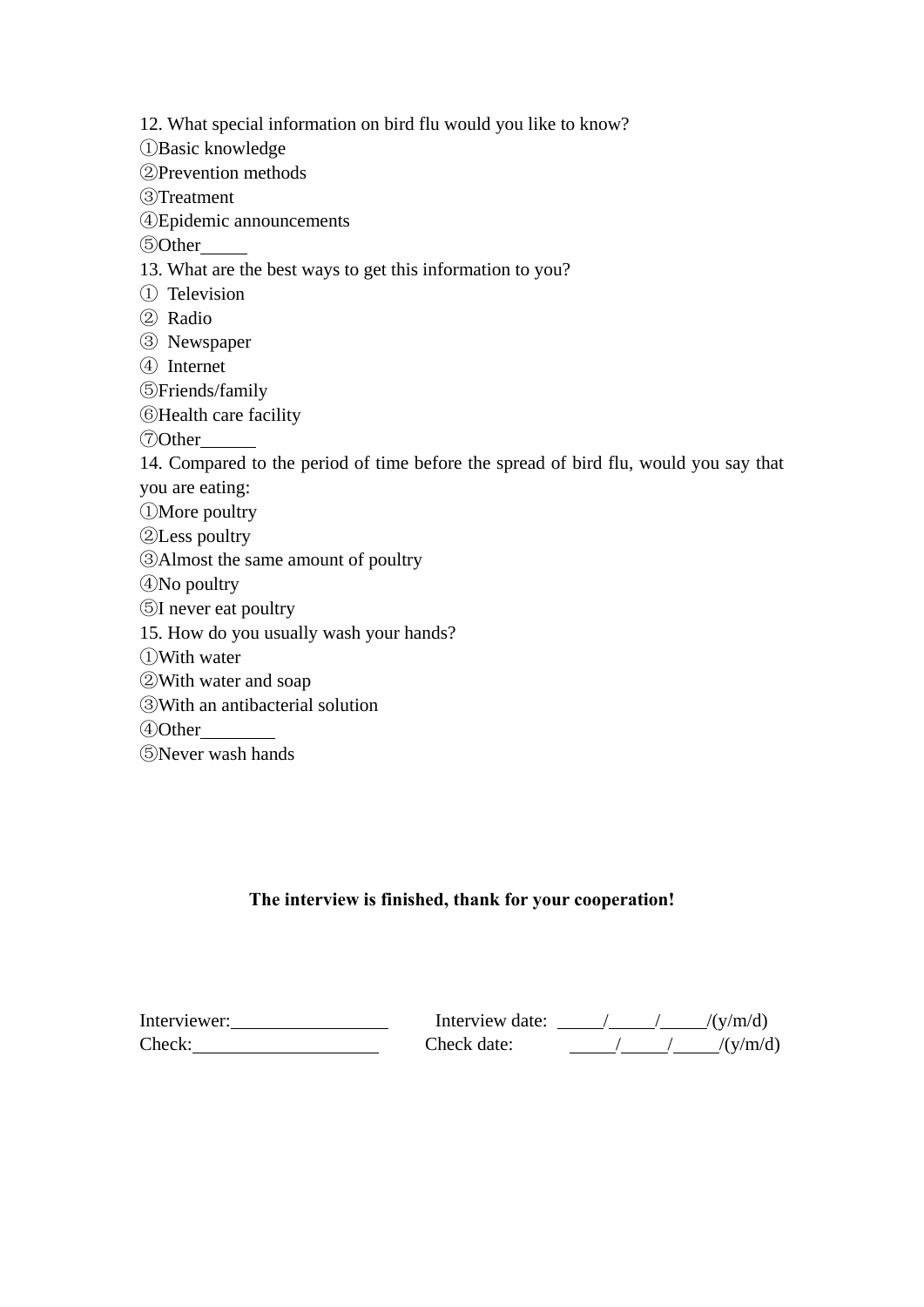12. What special information on bird flu would you like to know?

①Basic knowledge

②Prevention methods

③Treatment

④Epidemic announcements

⑤Other_____

13. What are the best ways to get this information to you?

① Television

② Radio

③ Newspaper

④ Internet

⑤Friends/family

⑥Health care facility

⑦Other______

14. Compared to the period of time before the spread of bird flu, would you say that you are eating:

①More poultry

②Less poultry

③Almost the same amount of poultry

④No poultry

⑤I never eat poultry

15. How do you usually wash your hands?

①With water

②With water and soap

③With an antibacterial solution

④Other________

⑤Never wash hands

**The interview is finished, thank for your cooperation!**

Interviewer:_________________ Interview date: _____/_____/_____/(y/m/d)

Check:____________________ Check date: _____/_____/_____/(y/m/d)